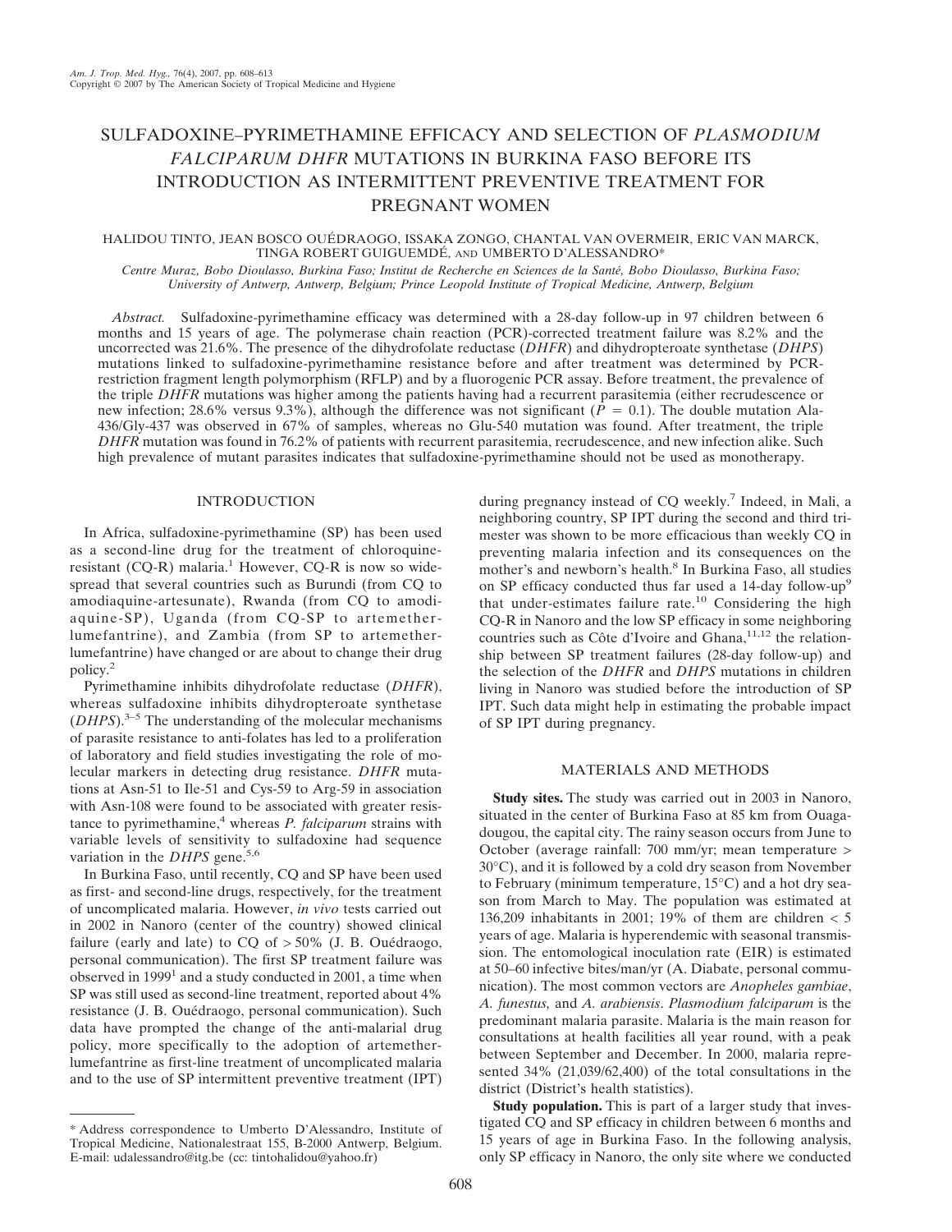# SULFADOXINE–PYRIMETHAMINE EFFICACY AND SELECTION OF *PLASMODIUM FALCIPARUM DHFR* MUTATIONS IN BURKINA FASO BEFORE ITS INTRODUCTION AS INTERMITTENT PREVENTIVE TREATMENT FOR PREGNANT WOMEN

HALIDOU TINTO, JEAN BOSCO OUÉDRAOGO, ISSAKA ZONGO, CHANTAL VAN OVERMEIR, ERIC VAN MARCK, TINGA ROBERT GUIGUEMDÉ, AND UMBERTO D'ALESSANDRO*

*Centre Muraz, Bobo Dioulasso, Burkina Faso; Institut de Recherche en Sciences de la Santé, Bobo Dioulasso, Burkina Faso; University of Antwerp, Antwerp, Belgium; Prince Leopold Institute of Tropical Medicine, Antwerp, Belgium*

*Abstract.* Sulfadoxine-pyrimethamine efficacy was determined with a 28-day follow-up in 97 children between 6 months and 15 years of age. The polymerase chain reaction (PCR)-corrected treatment failure was 8.2% and the uncorrected was 21.6%. The presence of the dihydrofolate reductase (*DHFR*) and dihydropteroate synthetase (*DHPS*) mutations linked to sulfadoxine-pyrimethamine resistance before and after treatment was determined by PCR-restriction fragment length polymorphism (RFLP) and by a fluorogenic PCR assay. Before treatment, the prevalence of the triple *DHFR* mutations was higher among the patients having had a recurrent parasitemia (either recrudescence or new infection; 28.6% versus 9.3%), although the difference was not significant ($P = 0.1$). The double mutation Ala-436/Gly-437 was observed in 67% of samples, whereas no Glu-540 mutation was found. After treatment, the triple *DHFR* mutation was found in 76.2% of patients with recurrent parasitemia, recrudescence, and new infection alike. Such high prevalence of mutant parasites indicates that sulfadoxine-pyrimethamine should not be used as monotherapy.

## INTRODUCTION

In Africa, sulfadoxine-pyrimethamine (SP) has been used as a second-line drug for the treatment of chloroquine-resistant (CQ-R) malaria.[1] However, CQ-R is now so widespread that several countries such as Burundi (from CQ to amodiaquine-artesunate), Rwanda (from CQ to amodiaquine-SP), Uganda (from CQ-SP to artemether-lumefantrine), and Zambia (from SP to artemether-lumefantrine) have changed or are about to change their drug policy.[2]

Pyrimethamine inhibits dihydrofolate reductase (*DHFR*), whereas sulfadoxine inhibits dihydropteroate synthetase (*DHPS*).[3–5] The understanding of the molecular mechanisms of parasite resistance to anti-folates has led to a proliferation of laboratory and field studies investigating the role of molecular markers in detecting drug resistance. *DHFR* mutations at Asn-51 to Ile-51 and Cys-59 to Arg-59 in association with Asn-108 were found to be associated with greater resistance to pyrimethamine,[4] whereas *P. falciparum* strains with variable levels of sensitivity to sulfadoxine had sequence variation in the *DHPS* gene.[5,6]

In Burkina Faso, until recently, CQ and SP have been used as first- and second-line drugs, respectively, for the treatment of uncomplicated malaria. However, *in vivo* tests carried out in 2002 in Nanoro (center of the country) showed clinical failure (early and late) to CQ of > 50% (J. B. Ouédraogo, personal communication). The first SP treatment failure was observed in 1999[1] and a study conducted in 2001, a time when SP was still used as second-line treatment, reported about 4% resistance (J. B. Ouédraogo, personal communication). Such data have prompted the change of the anti-malarial drug policy, more specifically to the adoption of artemether-lumefantrine as first-line treatment of uncomplicated malaria and to the use of SP intermittent preventive treatment (IPT) during pregnancy instead of CQ weekly.[7] Indeed, in Mali, a neighboring country, SP IPT during the second and third trimester was shown to be more efficacious than weekly CQ in preventing malaria infection and its consequences on the mother's and newborn's health.[8] In Burkina Faso, all studies on SP efficacy conducted thus far used a 14-day follow-up[9] that under-estimates failure rate.[10] Considering the high CQ-R in Nanoro and the low SP efficacy in some neighboring countries such as Côte d'Ivoire and Ghana,[11,12] the relationship between SP treatment failures (28-day follow-up) and the selection of the *DHFR* and *DHPS* mutations in children living in Nanoro was studied before the introduction of SP IPT. Such data might help in estimating the probable impact of SP IPT during pregnancy.

## MATERIALS AND METHODS

**Study sites.** The study was carried out in 2003 in Nanoro, situated in the center of Burkina Faso at 85 km from Ouagadougou, the capital city. The rainy season occurs from June to October (average rainfall: 700 mm/yr; mean temperature > 30°C), and it is followed by a cold dry season from November to February (minimum temperature, 15°C) and a hot dry season from March to May. The population was estimated at 136,209 inhabitants in 2001; 19% of them are children < 5 years of age. Malaria is hyperendemic with seasonal transmission. The entomological inoculation rate (EIR) is estimated at 50–60 infective bites/man/yr (A. Diabate, personal communication). The most common vectors are *Anopheles gambiae*, *A. funestus,* and *A. arabiensis*. *Plasmodium falciparum* is the predominant malaria parasite. Malaria is the main reason for consultations at health facilities all year round, with a peak between September and December. In 2000, malaria represented 34% (21,039/62,400) of the total consultations in the district (District's health statistics).

**Study population.** This is part of a larger study that investigated CQ and SP efficacy in children between 6 months and 15 years of age in Burkina Faso. In the following analysis, only SP efficacy in Nanoro, the only site where we conducted

---

\* Address correspondence to Umberto D'Alessandro, Institute of Tropical Medicine, Nationalestraat 155, B-2000 Antwerp, Belgium. E-mail: udalessandro@itg.be (cc: tintohalidou@yahoo.fr)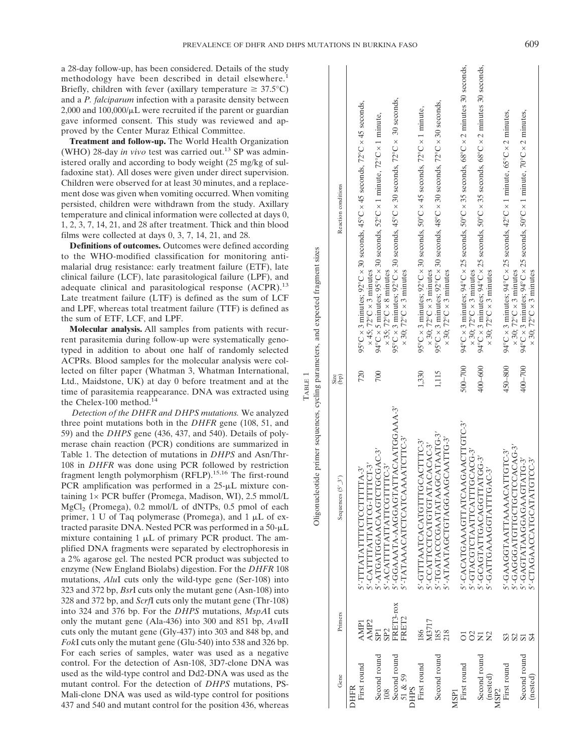a 28-day follow-up, has been considered. Details of the study methodology have been described in detail elsewhere.[1] Briefly, children with fever (axillary temperature ≥ 37.5°C) and a *P. falciparum* infection with a parasite density between 2,000 and 100,000/μL were recruited if the parent or guardian gave informed consent. This study was reviewed and approved by the Center Muraz Ethical Committee.

**Treatment and follow-up.** The World Health Organization (WHO) 28-day *in vivo* test was carried out.[13] SP was administered orally and according to body weight (25 mg/kg of sulfadoxine stat). All doses were given under direct supervision. Children were observed for at least 30 minutes, and a replacement dose was given when vomiting occurred. When vomiting persisted, children were withdrawn from the study. Axillary temperature and clinical information were collected at days 0, 1, 2, 3, 7, 14, 21, and 28 after treatment. Thick and thin blood films were collected at days 0, 3, 7, 14, 21, and 28.

**Definitions of outcomes.** Outcomes were defined according to the WHO-modified classification for monitoring antimalarial drug resistance: early treatment failure (ETF), late clinical failure (LCF), late parasitological failure (LPF), and adequate clinical and parasitological response (ACPR).[13] Late treatment failure (LTF) is defined as the sum of LCF and LPF, whereas total treatment failure (TTF) is defined as the sum of ETF, LCF, and LPF.

**Molecular analysis.** All samples from patients with recurrent parasitemia during follow-up were systematically genotyped in addition to about one half of randomly selected ACPRs. Blood samples for the molecular analysis were collected on filter paper (Whatman 3, Whatman International, Ltd., Maidstone, UK) at day 0 before treatment and at the time of parasitemia reappearance. DNA was extracted using the Chelex-100 method.[14]

*Detection of the DHFR and DHPS mutations.* We analyzed three point mutations both in the *DHFR* gene (108, 51, and 59) and the *DHPS* gene (436, 437, and 540). Details of polymerase chain reaction (PCR) conditions are summarized in Table 1. The detection of mutations in *DHPS* and Asn/Thr-108 in *DHFR* was done using PCR followed by restriction fragment length polymorphism (RFLP).[15,16] The first-round PCR amplification was performed in a 25-μL mixture containing 1× PCR buffer (Promega, Madison, WI), 2.5 mmol/L $MgCl_2$ (Promega), 0.2 mmol/L of dNTPs, 0.5 pmol of each primer, 1 U of Taq polymerase (Promega), and 1 μL of extracted parasite DNA. Nested PCR was performed in a 50-μL mixture containing 1 μL of primary PCR product. The amplified DNA fragments were separated by electrophoresis in a 2% agarose gel. The nested PCR product was subjected to enzyme (New England Biolabs) digestion. For the *DHFR* 108 mutations, *Alu*I cuts only the wild-type gene (Ser-108) into 323 and 372 bp, *Bsr*I cuts only the mutant gene (Asn-108) into 328 and 372 bp, and *Scrf*I cuts only the mutant gene (Thr-108) into 324 and 376 bp. For the *DHPS* mutations, *MspA*I cuts only the mutant gene (Ala-436) into 300 and 851 bp, *Ava*II cuts only the mutant gene (Gly-437) into 303 and 848 bp, and *Fok*I cuts only the mutant gene (Glu-540) into 538 and 326 bp. For each series of samples, water was used as a negative control. For the detection of Asn-108, 3D7-clone DNA was used as the wild-type control and Dd2-DNA was used as the mutant control. For the detection of *DHPS* mutations, PS-Mali-clone DNA was used as wild-type control for positions 437 and 540 and mutant control for the position 436, whereas

Table 1
Oligonucleotide primer sequences, cycling parameters, and expected fragment sizes

| Gene | Primers | Sequences (5′–3′) | Size (bp) | Reaction conditions |
|---|---|---|---|---|
| **DHFR** | | | | |
| First round | AMP1 | 5′-TTTATATTTTCTCCTTTTTA-3′ | 720 | 95°C × 3 minutes; 92°C × 30 seconds, 45°C × 45 seconds, 72°C × 45 seconds, × 45; 72°C × 3 minutes |
| | AMP2 | 5′-CATTTTATTATTCG-TTTTCT-3′ | | |
| Second round 108 | SP1 | 5′-ATGATGGAACAAGTCTGCGAC-3′ | 700 | 94°C × 5 minutes; 95°C × 30 seconds, 52°C × 1 minute, 72°C × 1 minute, × 35; 72°C × 8 minutes |
| | SP2 | 5′-ACATTTTATTATTCGTTTTC-3′ | | |
| Second round 51 & 59 | FRET3-rox | 5′-GGAAATA-AAGGAGTATTACAATGGAAA-3′ | | 95°C × 3 minutes; 92°C × 30 seconds, 45°C × 30 seconds, 72°C × 30 seconds, × 30; 72°C × 3 minutes |
| | FRET2 | 5′-TATAAACATCTCATCAAAATCTTC-3′ | | |
| **DHPS** | | | | |
| First round | 186 | 5′-GTTTAATCACATGTTTGCACTTTC-3′ | 1,330 | 95°C × 3 minutes; 92°C × 30 seconds, 50°C × 45 seconds, 72°C × 1 minute, × 30; 72°C × 3 minutes |
| | M3717 | 5′-CCATTCCTCATGTGTATACACAC-3′ | | |
| Second round | 185 | 5′-TGATACCCGAATATAAGCATAATG-3′ | 1,115 | 95°C × 3 minutes; 92°C × 30 seconds, 48°C × 30 seconds, 72°C × 30 seconds, × 30; 72°C × 3 minutes |
| | 218 | 5′-ATAATAGCTGTAGGAAGCAATTG-3′ | | |
| **MSP1** | | | | |
| First round | O1 | 5′-CACATGAAAGTTATCAAGAACTTGTC-3′ | 500–700 | 94°C × 3 minutes; 94°C × 25 seconds, 50°C × 35 seconds, 68°C × 2 minutes 30 seconds, × 30; 72°C × 3 minutes |
| | O2 | 5′-GTACGTCTAATTCATTTGCACG-3′ | | |
| Second round (nested) | N1 | 5′-GCAGTATTGACAGGTTATGG-3′ | 400–600 | 94°C × 3 minutes; 94°C × 25 seconds, 50°C × 35 seconds, 68°C × 2 minutes 30 seconds, × 30; 72°C × 3 minutes |
| | N2 | 5′-GATTGAAAGGTATTTGAC-3′ | | |
| **MSP2** | | | | |
| First round | S3 | 5′-GAAGGTAATTAAAACATTGTC-3′ | 450–800 | 94°C × 3 minutes; 94°C × 25 seconds, 42°C × 1 minute, 65°C × 2 minutes, × 30; 72°C × 3 minutes |
| | S2 | 5′-GAGGGATGTTGCTGCTCCACAG-3′ | | |
| Second round (nested) | S1 | 5′-GAGTATAAGGAGAAGTATG-3′ | 400–700 | 94°C × 3 minutes; 94°C × 25 seconds, 50°C × 1 minute, 70°C × 2 minutes, × 30; 72°C × 3 minutes |
| | S4 | 5′-CTAGAACCATGCATATGTCC-3′ | | |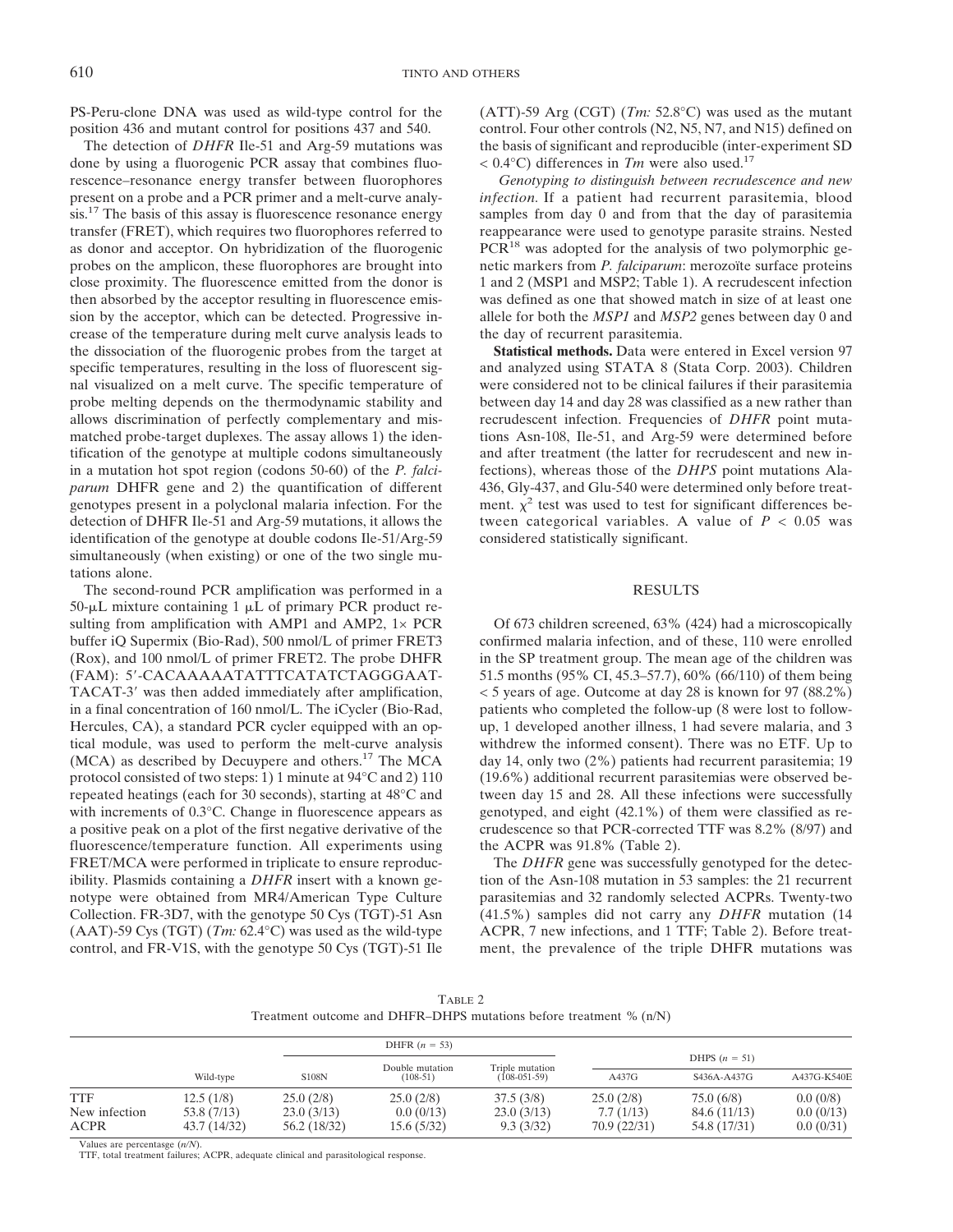PS-Peru-clone DNA was used as wild-type control for the position 436 and mutant control for positions 437 and 540.

The detection of *DHFR* Ile-51 and Arg-59 mutations was done by using a fluorogenic PCR assay that combines fluorescence–resonance energy transfer between fluorophores present on a probe and a PCR primer and a melt-curve analysis.[17] The basis of this assay is fluorescence resonance energy transfer (FRET), which requires two fluorophores referred to as donor and acceptor. On hybridization of the fluorogenic probes on the amplicon, these fluorophores are brought into close proximity. The fluorescence emitted from the donor is then absorbed by the acceptor resulting in fluorescence emission by the acceptor, which can be detected. Progressive increase of the temperature during melt curve analysis leads to the dissociation of the fluorogenic probes from the target at specific temperatures, resulting in the loss of fluorescent signal visualized on a melt curve. The specific temperature of probe melting depends on the thermodynamic stability and allows discrimination of perfectly complementary and mismatched probe-target duplexes. The assay allows 1) the identification of the genotype at multiple codons simultaneously in a mutation hot spot region (codons 50-60) of the *P. falciparum* DHFR gene and 2) the quantification of different genotypes present in a polyclonal malaria infection. For the detection of DHFR Ile-51 and Arg-59 mutations, it allows the identification of the genotype at double codons Ile-51/Arg-59 simultaneously (when existing) or one of the two single mutations alone.

The second-round PCR amplification was performed in a 50-μL mixture containing 1 μL of primary PCR product resulting from amplification with AMP1 and AMP2, 1× PCR buffer iQ Supermix (Bio-Rad), 500 nmol/L of primer FRET3 (Rox), and 100 nmol/L of primer FRET2. The probe DHFR (FAM): 5′-CACAAAAATATTTCATATCTAGGGAAT-TACAT-3′ was then added immediately after amplification, in a final concentration of 160 nmol/L. The iCycler (Bio-Rad, Hercules, CA), a standard PCR cycler equipped with an optical module, was used to perform the melt-curve analysis (MCA) as described by Decuypere and others.[17] The MCA protocol consisted of two steps: 1) 1 minute at 94°C and 2) 110 repeated heatings (each for 30 seconds), starting at 48°C and with increments of 0.3°C. Change in fluorescence appears as a positive peak on a plot of the first negative derivative of the fluorescence/temperature function. All experiments using FRET/MCA were performed in triplicate to ensure reproducibility. Plasmids containing a *DHFR* insert with a known genotype were obtained from MR4/American Type Culture Collection. FR-3D7, with the genotype 50 Cys (TGT)-51 Asn (AAT)-59 Cys (TGT) (*Tm:* 62.4°C) was used as the wild-type control, and FR-V1S, with the genotype 50 Cys (TGT)-51 Ile (ATT)-59 Arg (CGT) (*Tm:* 52.8°C) was used as the mutant control. Four other controls (N2, N5, N7, and N15) defined on the basis of significant and reproducible (inter-experiment SD < 0.4°C) differences in *Tm* were also used.[17]

*Genotyping to distinguish between recrudescence and new infection.* If a patient had recurrent parasitemia, blood samples from day 0 and from that the day of parasitemia reappearance were used to genotype parasite strains. Nested PCR[18] was adopted for the analysis of two polymorphic genetic markers from *P. falciparum*: merozoïte surface proteins 1 and 2 (MSP1 and MSP2; Table 1). A recrudescent infection was defined as one that showed match in size of at least one allele for both the *MSP1* and *MSP2* genes between day 0 and the day of recurrent parasitemia.

**Statistical methods.** Data were entered in Excel version 97 and analyzed using STATA 8 (Stata Corp. 2003). Children were considered not to be clinical failures if their parasitemia between day 14 and day 28 was classified as a new rather than recrudescent infection. Frequencies of *DHFR* point mutations Asn-108, Ile-51, and Arg-59 were determined before and after treatment (the latter for recrudescent and new infections), whereas those of the *DHPS* point mutations Ala-436, Gly-437, and Glu-540 were determined only before treatment. $\chi^2$ test was used to test for significant differences between categorical variables. A value of $P < 0.05$ was considered statistically significant.

## RESULTS

Of 673 children screened, 63% (424) had a microscopically confirmed malaria infection, and of these, 110 were enrolled in the SP treatment group. The mean age of the children was 51.5 months (95% CI, 45.3–57.7), 60% (66/110) of them being < 5 years of age. Outcome at day 28 is known for 97 (88.2%) patients who completed the follow-up (8 were lost to follow-up, 1 developed another illness, 1 had severe malaria, and 3 withdrew the informed consent). There was no ETF. Up to day 14, only two (2%) patients had recurrent parasitemia; 19 (19.6%) additional recurrent parasitemias were observed between day 15 and 28. All these infections were successfully genotyped, and eight (42.1%) of them were classified as recrudescence so that PCR-corrected TTF was 8.2% (8/97) and the ACPR was 91.8% (Table 2).

The *DHFR* gene was successfully genotyped for the detection of the Asn-108 mutation in 53 samples: the 21 recurrent parasitemias and 32 randomly selected ACPRs. Twenty-two (41.5%) samples did not carry any *DHFR* mutation (14 ACPR, 7 new infections, and 1 TTF; Table 2). Before treatment, the prevalence of the triple DHFR mutations was

TABLE 2
Treatment outcome and DHFR–DHPS mutations before treatment % (n/N)

| | DHFR ($n$ = 53) | | | | DHPS ($n$ = 51) | | |
|---|---|---|---|---|---|---|---|
| | Wild-type | S108N | Double mutation (108-51) | Triple mutation (108-051-59) | A437G | S436A-A437G | A437G-K540E |
| TTF | 12.5 (1/8) | 25.0 (2/8) | 25.0 (2/8) | 37.5 (3/8) | 25.0 (2/8) | 75.0 (6/8) | 0.0 (0/8) |
| New infection | 53.8 (7/13) | 23.0 (3/13) | 0.0 (0/13) | 23.0 (3/13) | 7.7 (1/13) | 84.6 (11/13) | 0.0 (0/13) |
| ACPR | 43.7 (14/32) | 56.2 (18/32) | 15.6 (5/32) | 9.3 (3/32) | 70.9 (22/31) | 54.8 (17/31) | 0.0 (0/31) |

Values are percentage (*n/N*).
TTF, total treatment failures; ACPR, adequate clinical and parasitological response.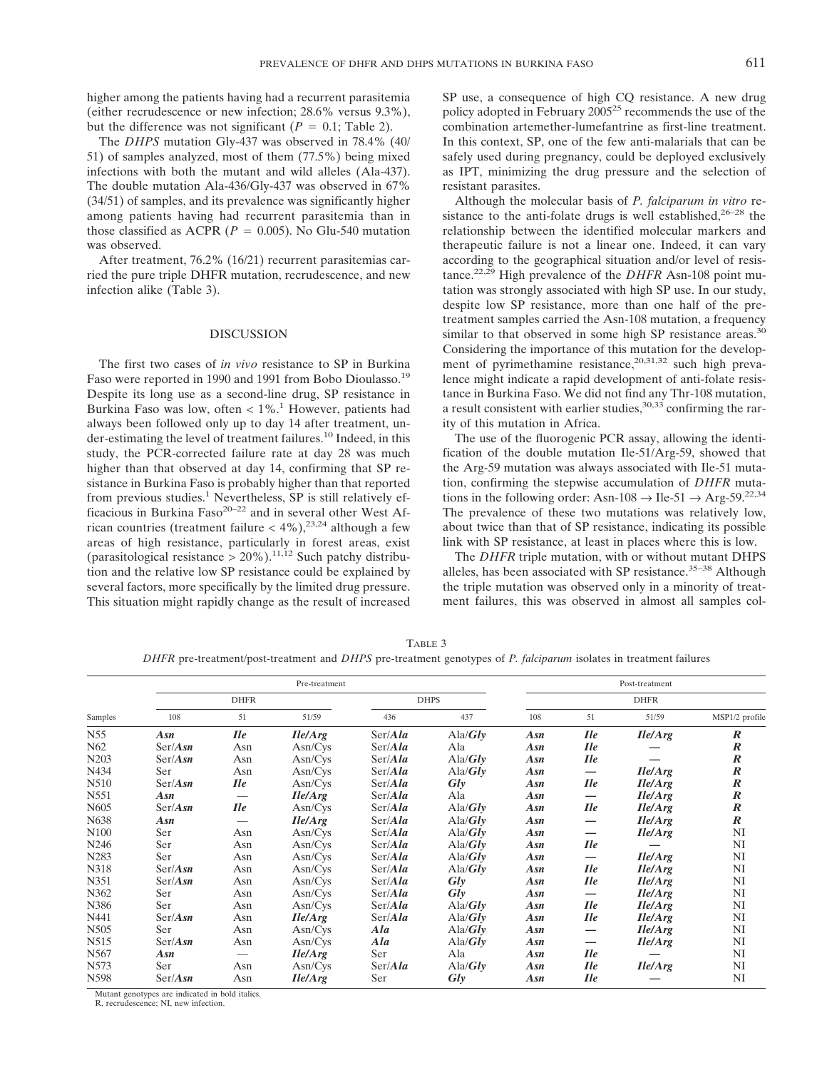higher among the patients having had a recurrent parasitemia (either recrudescence or new infection; 28.6% versus 9.3%), but the difference was not significant ($P = 0.1$; Table 2).

The *DHPS* mutation Gly-437 was observed in 78.4% (40/51) of samples analyzed, most of them (77.5%) being mixed infections with both the mutant and wild alleles (Ala-437). The double mutation Ala-436/Gly-437 was observed in 67% (34/51) of samples, and its prevalence was significantly higher among patients having had recurrent parasitemia than in those classified as ACPR ($P = 0.005$). No Glu-540 mutation was observed.

After treatment, 76.2% (16/21) recurrent parasitemias carried the pure triple DHFR mutation, recrudescence, and new infection alike (Table 3).

## DISCUSSION

The first two cases of *in vivo* resistance to SP in Burkina Faso were reported in 1990 and 1991 from Bobo Dioulasso.[19] Despite its long use as a second-line drug, SP resistance in Burkina Faso was low, often < 1%.[1] However, patients had always been followed only up to day 14 after treatment, under-estimating the level of treatment failures.[10] Indeed, in this study, the PCR-corrected failure rate at day 28 was much higher than that observed at day 14, confirming that SP resistance in Burkina Faso is probably higher than that reported from previous studies.[1] Nevertheless, SP is still relatively efficacious in Burkina Faso[20–22] and in several other West African countries (treatment failure < 4%),[23,24] although a few areas of high resistance, particularly in forest areas, exist (parasitological resistance > 20%).[11,12] Such patchy distribution and the relative low SP resistance could be explained by several factors, more specifically by the limited drug pressure. This situation might rapidly change as the result of increased SP use, a consequence of high CQ resistance. A new drug policy adopted in February 2005[25] recommends the use of the combination artemether-lumefantrine as first-line treatment. In this context, SP, one of the few anti-malarials that can be safely used during pregnancy, could be deployed exclusively as IPT, minimizing the drug pressure and the selection of resistant parasites.

Although the molecular basis of *P. falciparum in vitro* resistance to the anti-folate drugs is well established,[26–28] the relationship between the identified molecular markers and therapeutic failure is not a linear one. Indeed, it can vary according to the geographical situation and/or level of resistance.[22,29] High prevalence of the *DHFR* Asn-108 point mutation was strongly associated with high SP use. In our study, despite low SP resistance, more than one half of the pre-treatment samples carried the Asn-108 mutation, a frequency similar to that observed in some high SP resistance areas.[30] Considering the importance of this mutation for the development of pyrimethamine resistance,[20,31,32] such high prevalence might indicate a rapid development of anti-folate resistance in Burkina Faso. We did not find any Thr-108 mutation, a result consistent with earlier studies,[30,33] confirming the rarity of this mutation in Africa.

The use of the fluorogenic PCR assay, allowing the identification of the double mutation Ile-51/Arg-59, showed that the Arg-59 mutation was always associated with Ile-51 mutation, confirming the stepwise accumulation of *DHFR* mutations in the following order: Asn-108 → Ile-51 → Arg-59.[22,34] The prevalence of these two mutations was relatively low, about twice than that of SP resistance, indicating its possible link with SP resistance, at least in places where this is low.

The *DHFR* triple mutation, with or without mutant DHPS alleles, has been associated with SP resistance.[35–38] Although the triple mutation was observed only in a minority of treatment failures, this was observed in almost all samples col-

TABLE 3
*DHFR* pre-treatment/post-treatment and *DHPS* pre-treatment genotypes of *P. falciparum* isolates in treatment failures

| Samples | Pre-treatment | | | | | Post-treatment | | | |
|---|---|---|---|---|---|---|---|---|---|
| | DHFR | | | DHPS | | DHFR | | | |
| | 108 | 51 | 51/59 | 436 | 437 | 108 | 51 | 51/59 | MSP1/2 profile |
| N55 | ***Asn*** | ***Ile*** | ***Ile/Arg*** | Ser/***Ala*** | Ala/***Gly*** | ***Asn*** | ***Ile*** | ***Ile/Arg*** | ***R*** |
| N62 | Ser/***Asn*** | Asn | Asn/Cys | Ser/***Ala*** | Ala | ***Asn*** | ***Ile*** | — | ***R*** |
| N203 | Ser/***Asn*** | Asn | Asn/Cys | Ser/***Ala*** | Ala/***Gly*** | ***Asn*** | ***Ile*** | — | ***R*** |
| N434 | Ser | Asn | Asn/Cys | Ser/***Ala*** | Ala/***Gly*** | ***Asn*** | — | ***Ile/Arg*** | ***R*** |
| N510 | Ser/***Asn*** | ***Ile*** | Asn/Cys | Ser/***Ala*** | ***Gly*** | ***Asn*** | ***Ile*** | ***Ile/Arg*** | ***R*** |
| N551 | ***Asn*** | — | ***Ile/Arg*** | Ser/***Ala*** | Ala | ***Asn*** | — | ***Ile/Arg*** | ***R*** |
| N605 | Ser/***Asn*** | ***Ile*** | Asn/Cys | Ser/***Ala*** | Ala/***Gly*** | ***Asn*** | ***Ile*** | ***Ile/Arg*** | ***R*** |
| N638 | ***Asn*** | — | ***Ile/Arg*** | Ser/***Ala*** | Ala/***Gly*** | ***Asn*** | — | ***Ile/Arg*** | ***R*** |
| N100 | Ser | Asn | Asn/Cys | Ser/***Ala*** | Ala/***Gly*** | ***Asn*** | — | ***Ile/Arg*** | NI |
| N246 | Ser | Asn | Asn/Cys | Ser/***Ala*** | Ala/***Gly*** | ***Asn*** | ***Ile*** | — | NI |
| N283 | Ser | Asn | Asn/Cys | Ser/***Ala*** | Ala/***Gly*** | ***Asn*** | — | ***Ile/Arg*** | NI |
| N318 | Ser/***Asn*** | Asn | Asn/Cys | Ser/***Ala*** | Ala/***Gly*** | ***Asn*** | ***Ile*** | ***Ile/Arg*** | NI |
| N351 | Ser/***Asn*** | Asn | Asn/Cys | Ser/***Ala*** | ***Gly*** | ***Asn*** | ***Ile*** | ***Ile/Arg*** | NI |
| N362 | Ser | Asn | Asn/Cys | Ser/***Ala*** | ***Gly*** | ***Asn*** | — | ***Ile/Arg*** | NI |
| N386 | Ser | Asn | Asn/Cys | Ser/***Ala*** | Ala/***Gly*** | ***Asn*** | ***Ile*** | ***Ile/Arg*** | NI |
| N441 | Ser/***Asn*** | Asn | ***Ile/Arg*** | Ser/***Ala*** | Ala/***Gly*** | ***Asn*** | ***Ile*** | ***Ile/Arg*** | NI |
| N505 | Ser | Asn | Asn/Cys | ***Ala*** | Ala/***Gly*** | ***Asn*** | — | ***Ile/Arg*** | NI |
| N515 | Ser/***Asn*** | Asn | Asn/Cys | ***Ala*** | Ala/***Gly*** | ***Asn*** | — | ***Ile/Arg*** | NI |
| N567 | ***Asn*** | — | ***Ile/Arg*** | Ser | Ala | ***Asn*** | ***Ile*** | — | NI |
| N573 | Ser | Asn | Asn/Cys | Ser/***Ala*** | Ala/***Gly*** | ***Asn*** | ***Ile*** | ***Ile/Arg*** | NI |
| N598 | Ser/***Asn*** | Asn | ***Ile/Arg*** | Ser | ***Gly*** | ***Asn*** | ***Ile*** | — | NI |

Mutant genotypes are indicated in bold italics.
R, recrudescence; NI, new infection.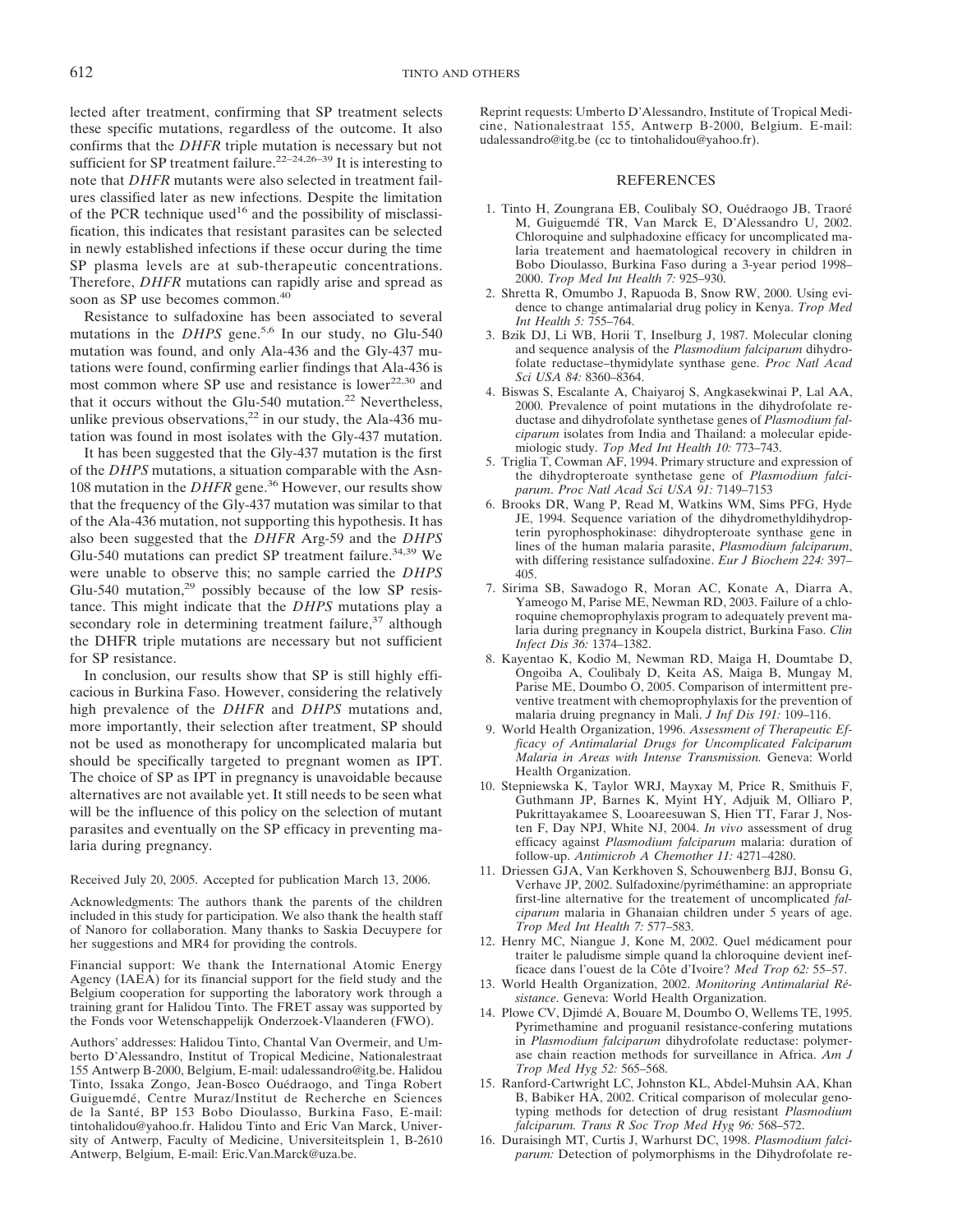lected after treatment, confirming that SP treatment selects these specific mutations, regardless of the outcome. It also confirms that the *DHFR* triple mutation is necessary but not sufficient for SP treatment failure.[22–24,26–39] It is interesting to note that *DHFR* mutants were also selected in treatment failures classified later as new infections. Despite the limitation of the PCR technique used[16] and the possibility of misclassification, this indicates that resistant parasites can be selected in newly established infections if these occur during the time SP plasma levels are at sub-therapeutic concentrations. Therefore, *DHFR* mutations can rapidly arise and spread as soon as SP use becomes common.[40]

Resistance to sulfadoxine has been associated to several mutations in the *DHPS* gene.[5,6] In our study, no Glu-540 mutation was found, and only Ala-436 and the Gly-437 mutations were found, confirming earlier findings that Ala-436 is most common where SP use and resistance is lower[22,30] and that it occurs without the Glu-540 mutation.[22] Nevertheless, unlike previous observations,[22] in our study, the Ala-436 mutation was found in most isolates with the Gly-437 mutation.

It has been suggested that the Gly-437 mutation is the first of the *DHPS* mutations, a situation comparable with the Asn-108 mutation in the *DHFR* gene.[36] However, our results show that the frequency of the Gly-437 mutation was similar to that of the Ala-436 mutation, not supporting this hypothesis. It has also been suggested that the *DHFR* Arg-59 and the *DHPS* Glu-540 mutations can predict SP treatment failure.[34,39] We were unable to observe this; no sample carried the *DHPS* Glu-540 mutation,[29] possibly because of the low SP resistance. This might indicate that the *DHPS* mutations play a secondary role in determining treatment failure,[37] although the DHFR triple mutations are necessary but not sufficient for SP resistance.

In conclusion, our results show that SP is still highly efficacious in Burkina Faso. However, considering the relatively high prevalence of the *DHFR* and *DHPS* mutations and, more importantly, their selection after treatment, SP should not be used as monotherapy for uncomplicated malaria but should be specifically targeted to pregnant women as IPT. The choice of SP as IPT in pregnancy is unavoidable because alternatives are not available yet. It still needs to be seen what will be the influence of this policy on the selection of mutant parasites and eventually on the SP efficacy in preventing malaria during pregnancy.

Received July 20, 2005. Accepted for publication March 13, 2006.

Acknowledgments: The authors thank the parents of the children included in this study for participation. We also thank the health staff of Nanoro for collaboration. Many thanks to Saskia Decuypere for her suggestions and MR4 for providing the controls.

Financial support: We thank the International Atomic Energy Agency (IAEA) for its financial support for the field study and the Belgium cooperation for supporting the laboratory work through a training grant for Halidou Tinto. The FRET assay was supported by the Fonds voor Wetenschappelijk Onderzoek-Vlaanderen (FWO).

Authors' addresses: Halidou Tinto, Chantal Van Overmeir, and Umberto D'Alessandro, Institut of Tropical Medicine, Nationalestraat 155 Antwerp B-2000, Belgium, E-mail: udalessandro@itg.be. Halidou Tinto, Issaka Zongo, Jean-Bosco Ouédraogo, and Tinga Robert Guiguemdé, Centre Muraz/Institut de Recherche en Sciences de la Santé, BP 153 Bobo Dioulasso, Burkina Faso, E-mail: tintohalidou@yahoo.fr. Halidou Tinto and Eric Van Marck, University of Antwerp, Faculty of Medicine, Universiteitsplein 1, B-2610 Antwerp, Belgium, E-mail: Eric.Van.Marck@uza.be.

Reprint requests: Umberto D'Alessandro, Institute of Tropical Medicine, Nationalestraat 155, Antwerp B-2000, Belgium. E-mail: udalessandro@itg.be (cc to tintohalidou@yahoo.fr).

## REFERENCES

1. Tinto H, Zoungrana EB, Coulibaly SO, Ouédraogo JB, Traoré M, Guiguemdé TR, Van Marck E, D'Alessandro U, 2002. Chloroquine and sulphadoxine efficacy for uncomplicated malaria treatement and haematological recovery in children in Bobo Dioulasso, Burkina Faso during a 3-year period 1998–2000. *Trop Med Int Health 7:* 925–930.
2. Shretta R, Omumbo J, Rapuoda B, Snow RW, 2000. Using evidence to change antimalarial drug policy in Kenya. *Trop Med Int Health 5:* 755–764.
3. Bzik DJ, Li WB, Horii T, Inselburg J, 1987. Molecular cloning and sequence analysis of the *Plasmodium falciparum* dihydrofolate reductase–thymidylate synthase gene. *Proc Natl Acad Sci USA 84:* 8360–8364.
4. Biswas S, Escalante A, Chaiyaroj S, Angkasekwinai P, Lal AA, 2000. Prevalence of point mutations in the dihydrofolate reductase and dihydrofolate synthetase genes of *Plasmodium falciparum* isolates from India and Thailand: a molecular epidemiologic study. *Top Med Int Health 10:* 773–743.
5. Triglia T, Cowman AF, 1994. Primary structure and expression of the dihydropteroate synthetase gene of *Plasmodium falciparum*. *Proc Natl Acad Sci USA 91:* 7149–7153
6. Brooks DR, Wang P, Read M, Watkins WM, Sims PFG, Hyde JE, 1994. Sequence variation of the dihydromethyldihydropterin pyrophosphokinase: dihydropteroate synthase gene in lines of the human malaria parasite, *Plasmodium falciparum*, with differing resistance sulfadoxine. *Eur J Biochem 224:* 397–405.
7. Sirima SB, Sawadogo R, Moran AC, Konate A, Diarra A, Yameogo M, Parise ME, Newman RD, 2003. Failure of a chloroquine chemoprophylaxis program to adequately prevent malaria during pregnancy in Koupela district, Burkina Faso. *Clin Infect Dis 36:* 1374–1382.
8. Kayentao K, Kodio M, Newman RD, Maiga H, Doumtabe D, Ongoiba A, Coulibaly D, Keita AS, Maiga B, Mungay M, Parise ME, Doumbo O, 2005. Comparison of intermittent preventive treatment with chemoprophylaxis for the prevention of malaria druing pregnancy in Mali. *J Inf Dis 191:* 109–116.
9. World Health Organization, 1996. *Assessment of Therapeutic Efficacy of Antimalarial Drugs for Uncomplicated Falciparum Malaria in Areas with Intense Transmission.* Geneva: World Health Organization.
10. Stepniewska K, Taylor WRJ, Mayxay M, Price R, Smithuis F, Guthmann JP, Barnes K, Myint HY, Adjuik M, Olliaro P, Pukrittayakamee S, Looareesuwan S, Hien TT, Farar J, Nosten F, Day NPJ, White NJ, 2004. *In vivo* assessment of drug efficacy against *Plasmodium falciparum* malaria: duration of follow-up. *Antimicrob A Chemother 11:* 4271–4280.
11. Driessen GJA, Van Kerkhoven S, Schouwenberg BJJ, Bonsu G, Verhave JP, 2002. Sulfadoxine/pyriméthamine: an appropriate first-line alternative for the treatement of uncomplicated *falciparum* malaria in Ghanaian children under 5 years of age. *Trop Med Int Health 7:* 577–583.
12. Henry MC, Niangue J, Kone M, 2002. Quel médicament pour traiter le paludisme simple quand la chloroquine devient inefficace dans l'ouest de la Côte d'Ivoire? *Med Trop 62:* 55–57.
13. World Health Organization, 2002. *Monitoring Antimalarial Résistance*. Geneva: World Health Organization.
14. Plowe CV, Djimdé A, Bouare M, Doumbo O, Wellems TE, 1995. Pyrimethamine and proguanil resistance-confering mutations in *Plasmodium falciparum* dihydrofolate reductase: polymerase chain reaction methods for surveillance in Africa. *Am J Trop Med Hyg 52:* 565–568.
15. Ranford-Cartwright LC, Johnston KL, Abdel-Muhsin AA, Khan B, Babiker HA, 2002. Critical comparison of molecular genotyping methods for detection of drug resistant *Plasmodium falciparum. Trans R Soc Trop Med Hyg 96:* 568–572.
16. Duraisingh MT, Curtis J, Warhurst DC, 1998. *Plasmodium falciparum:* Detection of polymorphisms in the Dihydrofolate re-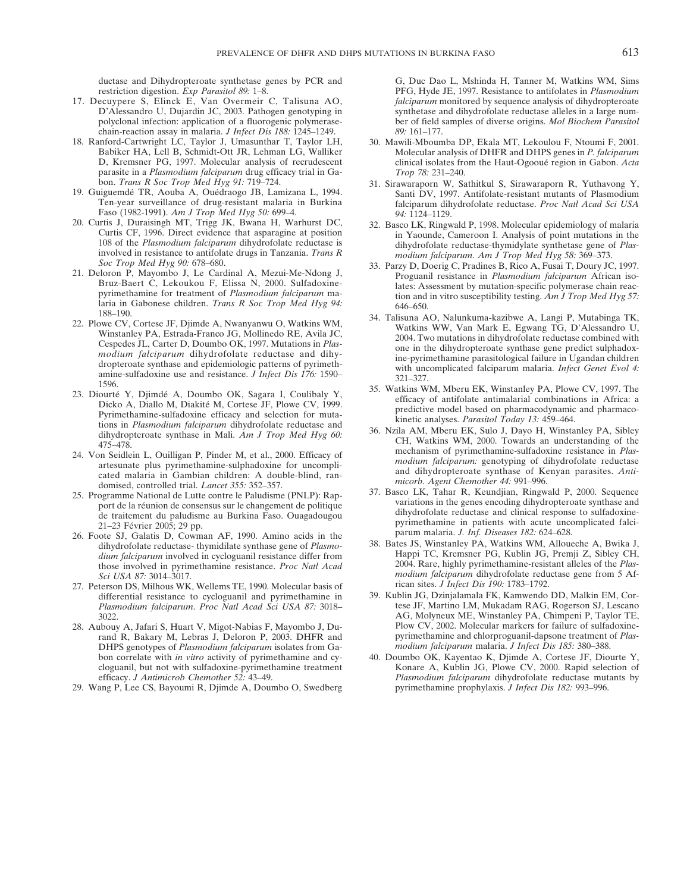ductase and Dihydropteroate synthetase genes by PCR and restriction digestion. *Exp Parasitol 89:* 1–8.

17. Decuypere S, Elinck E, Van Overmeir C, Talisuna AO, D'Alessandro U, Dujardin JC, 2003. Pathogen genotyping in polyclonal infection: application of a fluorogenic polymerase-chain-reaction assay in malaria. *J Infect Dis 188:* 1245–1249.
18. Ranford-Cartwright LC, Taylor J, Umasunthar T, Taylor LH, Babiker HA, Lell B, Schmidt-Ott JR, Lehman LG, Walliker D, Kremsner PG, 1997. Molecular analysis of recrudescent parasite in a *Plasmodium falciparum* drug efficacy trial in Gabon. *Trans R Soc Trop Med Hyg 91:* 719–724.
19. Guiguemdé TR, Aouba A, Ouédraogo JB, Lamizana L, 1994. Ten-year surveillance of drug-resistant malaria in Burkina Faso (1982-1991). *Am J Trop Med Hyg 50:* 699–4.
20. Curtis J, Duraisingh MT, Trigg JK, Bwana H, Warhurst DC, Curtis CF, 1996. Direct evidence that asparagine at position 108 of the *Plasmodium falciparum* dihydrofolate reductase is involved in resistance to antifolate drugs in Tanzania. *Trans R Soc Trop Med Hyg 90:* 678–680.
21. Deloron P, Mayombo J, Le Cardinal A, Mezui-Me-Ndong J, Bruz-Baert C, Lekoukou F, Elissa N, 2000. Sulfadoxine-pyrimethamine for treatment of *Plasmodium falciparum* malaria in Gabonese children. *Trans R Soc Trop Med Hyg 94:* 188–190.
22. Plowe CV, Cortese JF, Djimde A, Nwanyanwu O, Watkins WM, Winstanley PA, Estrada-Franco JG, Mollinedo RE, Avila JC, Cespedes JL, Carter D, Doumbo OK, 1997. Mutations in *Plasmodium falciparum* dihydrofolate reductase and dihydropteroate synthase and epidemiologic patterns of pyrimethamine-sulfadoxine use and resistance. *J Infect Dis 176:* 1590–1596.
23. Diourté Y, Djimdé A, Doumbo OK, Sagara I, Coulibaly Y, Dicko A, Diallo M, Diakité M, Cortese JF, Plowe CV, 1999. Pyrimethamine-sulfadoxine efficacy and selection for mutations in *Plasmodium falciparum* dihydrofolate reductase and dihydropteroate synthase in Mali. *Am J Trop Med Hyg 60:* 475–478.
24. Von Seidlein L, Ouilligan P, Pinder M, et al., 2000. Efficacy of artesunate plus pyrimethamine-sulphadoxine for uncomplicated malaria in Gambian children: A double-blind, randomised, controlled trial. *Lancet 355:* 352–357.
25. Programme National de Lutte contre le Paludisme (PNLP): Rapport de la réunion de consensus sur le changement de politique de traitement du paludisme au Burkina Faso. Ouagadougou 21–23 Février 2005; 29 pp.
26. Foote SJ, Galatis D, Cowman AF, 1990. Amino acids in the dihydrofolate reductase- thymidilate synthase gene of *Plasmodium falciparum* involved in cycloguanil resistance differ from those involved in pyrimethamine resistance. *Proc Natl Acad Sci USA 87:* 3014–3017.
27. Peterson DS, Milhous WK, Wellems TE, 1990. Molecular basis of differential resistance to cycloguanil and pyrimethamine in *Plasmodium falciparum*. *Proc Natl Acad Sci USA 87:* 3018–3022.
28. Aubouy A, Jafari S, Huart V, Migot-Nabias F, Mayombo J, Durand R, Bakary M, Lebras J, Deloron P, 2003. DHFR and DHPS genotypes of *Plasmodium falciparum* isolates from Gabon correlate with *in vitro* activity of pyrimethamine and cycloguanil, but not with sulfadoxine-pyrimethamine treatment efficacy. *J Antimicrob Chemother 52:* 43–49.
29. Wang P, Lee CS, Bayoumi R, Djimde A, Doumbo O, Swedberg G, Duc Dao L, Mshinda H, Tanner M, Watkins WM, Sims PFG, Hyde JE, 1997. Resistance to antifolates in *Plasmodium falciparum* monitored by sequence analysis of dihydropteroate synthetase and dihydrofolate reductase alleles in a large number of field samples of diverse origins. *Mol Biochem Parasitol 89:* 161–177.
30. Mawili-Mboumba DP, Ekala MT, Lekoulou F, Ntoumi F, 2001. Molecular analysis of DHFR and DHPS genes in *P. falciparum* clinical isolates from the Haut-Ogooué region in Gabon. *Acta Trop 78:* 231–240.
31. Sirawaraporn W, Sathitkul S, Sirawaraporn R, Yuthavong Y, Santi DV, 1997. Antifolate-resistant mutants of Plasmodium falciparum dihydrofolate reductase. *Proc Natl Acad Sci USA 94:* 1124–1129.
32. Basco LK, Ringwald P, 1998. Molecular epidemiology of malaria in Yaounde, Cameroon I. Analysis of point mutations in the dihydrofolate reductase-thymidylate synthetase gene of *Plasmodium falciparum. Am J Trop Med Hyg 58:* 369–373.
33. Parzy D, Doerig C, Pradines B, Rico A, Fusai T, Doury JC, 1997. Proguanil resistance in *Plasmodium falciparum* African isolates: Assessment by mutation-specific polymerase chain reaction and in vitro susceptibility testing. *Am J Trop Med Hyg 57:* 646–650.
34. Talisuna AO, Nalunkuma-kazibwe A, Langi P, Mutabinga TK, Watkins WW, Van Mark E, Egwang TG, D'Alessandro U, 2004. Two mutations in dihydrofolate reductase combined with one in the dihydropteroate synthase gene predict sulphadoxine-pyrimethamine parasitological failure in Ugandan children with uncomplicated falciparum malaria. *Infect Genet Evol 4:* 321–327.
35. Watkins WM, Mberu EK, Winstanley PA, Plowe CV, 1997. The efficacy of antifolate antimalarial combinations in Africa: a predictive model based on pharmacodynamic and pharmacokinetic analyses. *Parasitol Today 13:* 459–464.
36. Nzila AM, Mberu EK, Sulo J, Dayo H, Winstanley PA, Sibley CH, Watkins WM, 2000. Towards an understanding of the mechanism of pyrimethamine-sulfadoxine resistance in *Plasmodium falciparum:* genotyping of dihydrofolate reductase and dihydropteroate synthase of Kenyan parasites. *Antimicorb. Agent Chemother 44:* 991–996.
37. Basco LK, Tahar R, Keundjian, Ringwald P, 2000. Sequence variations in the genes encoding dihydropteroate synthase and dihydrofolate reductase and clinical response to sulfadoxine-pyrimethamine in patients with acute uncomplicated falciparum malaria. *J. Inf. Diseases 182:* 624–628.
38. Bates JS, Winstanley PA, Watkins WM, Alloueche A, Bwika J, Happi TC, Kremsner PG, Kublin JG, Premji Z, Sibley CH, 2004. Rare, highly pyrimethamine-resistant alleles of the *Plasmodium falciparum* dihydrofolate reductase gene from 5 African sites. *J Infect Dis 190:* 1783–1792.
39. Kublin JG, Dzinjalamala FK, Kamwendo DD, Malkin EM, Cortese JF, Martino LM, Mukadam RAG, Rogerson SJ, Lescano AG, Molyneux ME, Winstanley PA, Chimpeni P, Taylor TE, Plow CV, 2002. Molecular markers for failure of sulfadoxine-pyrimethamine and chlorproguanil-dapsone treatment of *Plasmodium falciparum* malaria. *J Infect Dis 185:* 380–388.
40. Doumbo OK, Kayentao K, Djimde A, Cortese JF, Diourte Y, Konare A, Kublin JG, Plowe CV, 2000. Rapid selection of *Plasmodium falciparum* dihydrofolate reductase mutants by pyrimethamine prophylaxis. *J Infect Dis 182:* 993–996.